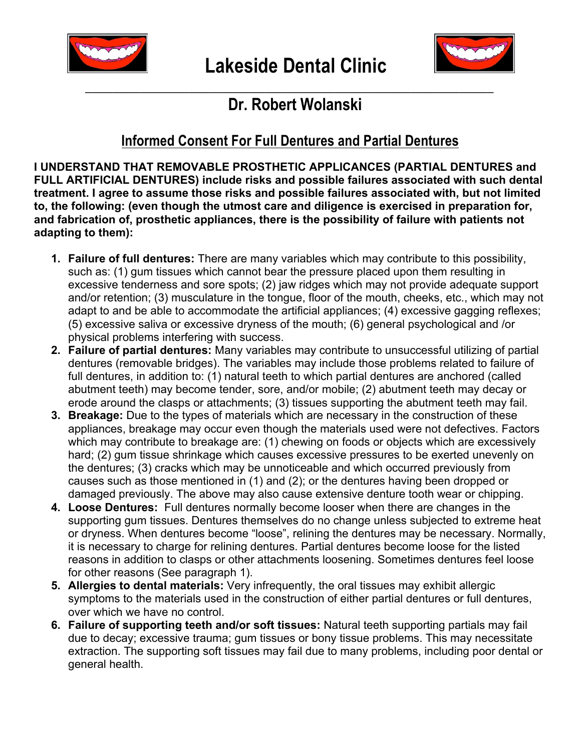# Lakeside Dental Clinic

## Dr. Robert Wolanski

## Informed Consent For Full Dentures and Partial Dentures

**I UNDERSTAND THAT REMOVABLE PROSTHETIC APPLICANCES (PARTIAL DENTURES and FULL ARTIFICIAL DENTURES) include risks and possible failures associated with such dental treatment. I agree to assume those risks and possible failures associated with, but not limited to, the following: (even though the utmost care and diligence is exercised in preparation for, and fabrication of, prosthetic appliances, there is the possibility of failure with patients not adapting to them):**

1. **Failure of full dentures:** There are many variables which may contribute to this possibility, such as: (1) gum tissues which cannot bear the pressure placed upon them resulting in excessive tenderness and sore spots; (2) jaw ridges which may not provide adequate support and/or retention; (3) musculature in the tongue, floor of the mouth, cheeks, etc., which may not adapt to and be able to accommodate the artificial appliances; (4) excessive gagging reflexes; (5) excessive saliva or excessive dryness of the mouth; (6) general psychological and /or physical problems interfering with success.
2. **Failure of partial dentures:** Many variables may contribute to unsuccessful utilizing of partial dentures (removable bridges). The variables may include those problems related to failure of full dentures, in addition to: (1) natural teeth to which partial dentures are anchored (called abutment teeth) may become tender, sore, and/or mobile; (2) abutment teeth may decay or erode around the clasps or attachments; (3) tissues supporting the abutment teeth may fail.
3. **Breakage:** Due to the types of materials which are necessary in the construction of these appliances, breakage may occur even though the materials used were not defectives. Factors which may contribute to breakage are: (1) chewing on foods or objects which are excessively hard; (2) gum tissue shrinkage which causes excessive pressures to be exerted unevenly on the dentures; (3) cracks which may be unnoticeable and which occurred previously from causes such as those mentioned in (1) and (2); or the dentures having been dropped or damaged previously. The above may also cause extensive denture tooth wear or chipping.
4. **Loose Dentures:** Full dentures normally become looser when there are changes in the supporting gum tissues. Dentures themselves do no change unless subjected to extreme heat or dryness. When dentures become "loose", relining the dentures may be necessary. Normally, it is necessary to charge for relining dentures. Partial dentures become loose for the listed reasons in addition to clasps or other attachments loosening. Sometimes dentures feel loose for other reasons (See paragraph 1).
5. **Allergies to dental materials:** Very infrequently, the oral tissues may exhibit allergic symptoms to the materials used in the construction of either partial dentures or full dentures, over which we have no control.
6. **Failure of supporting teeth and/or soft tissues:** Natural teeth supporting partials may fail due to decay; excessive trauma; gum tissues or bony tissue problems. This may necessitate extraction. The supporting soft tissues may fail due to many problems, including poor dental or general health.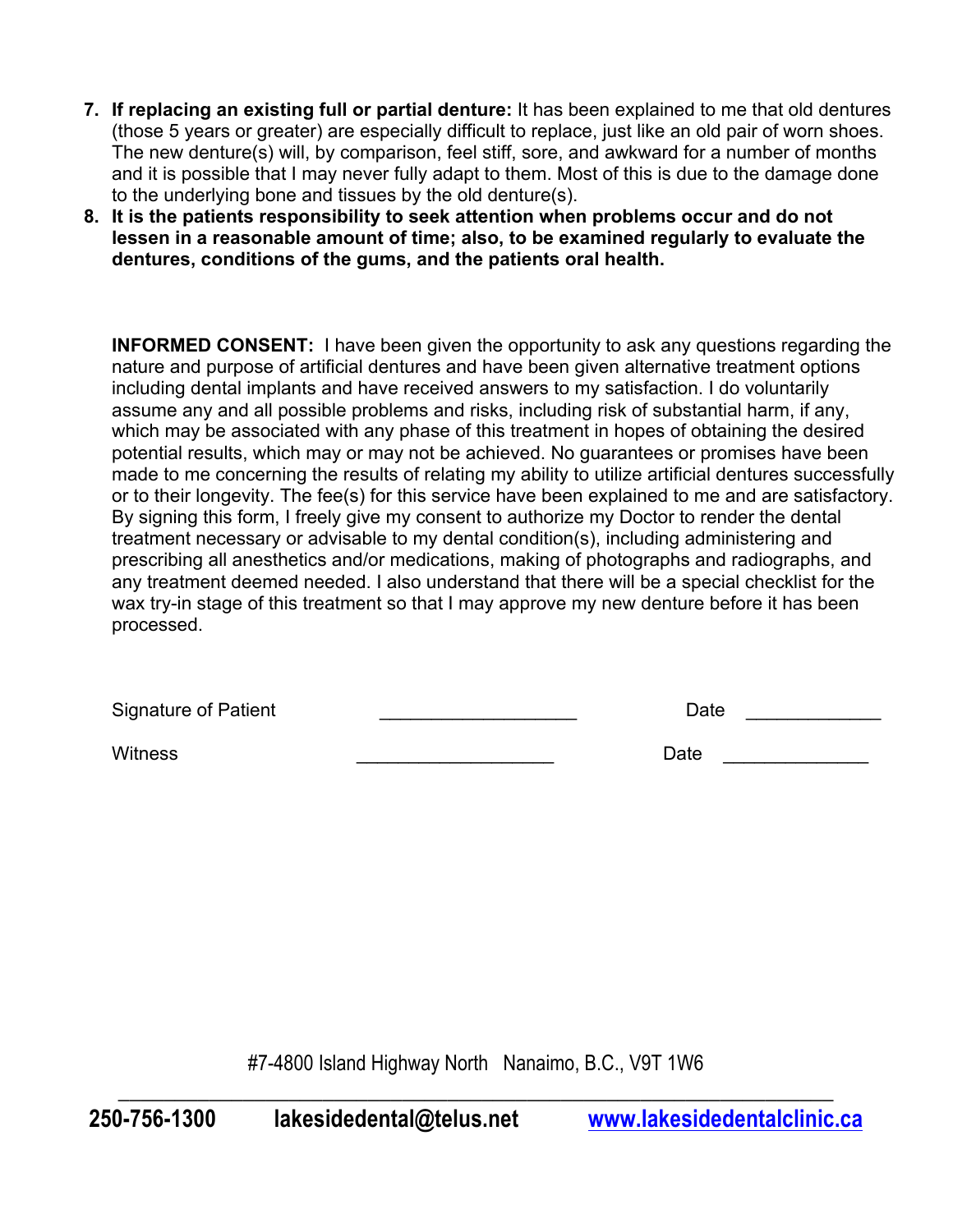7. **If replacing an existing full or partial denture:** It has been explained to me that old dentures (those 5 years or greater) are especially difficult to replace, just like an old pair of worn shoes. The new denture(s) will, by comparison, feel stiff, sore, and awkward for a number of months and it is possible that I may never fully adapt to them. Most of this is due to the damage done to the underlying bone and tissues by the old denture(s).
8. **It is the patients responsibility to seek attention when problems occur and do not lessen in a reasonable amount of time; also, to be examined regularly to evaluate the dentures, conditions of the gums, and the patients oral health.**

**INFORMED CONSENT:** I have been given the opportunity to ask any questions regarding the nature and purpose of artificial dentures and have been given alternative treatment options including dental implants and have received answers to my satisfaction. I do voluntarily assume any and all possible problems and risks, including risk of substantial harm, if any, which may be associated with any phase of this treatment in hopes of obtaining the desired potential results, which may or may not be achieved. No guarantees or promises have been made to me concerning the results of relating my ability to utilize artificial dentures successfully or to their longevity. The fee(s) for this service have been explained to me and are satisfactory. By signing this form, I freely give my consent to authorize my Doctor to render the dental treatment necessary or advisable to my dental condition(s), including administering and prescribing all anesthetics and/or medications, making of photographs and radiographs, and any treatment deemed needed. I also understand that there will be a special checklist for the wax try-in stage of this treatment so that I may approve my new denture before it has been processed.

Signature of Patient ___________________ Date _____________

Witness ___________________ Date ______________

#7-4800 Island Highway North Nanaimo, B.C., V9T 1W6

**250-756-1300** **lakesidedental@telus.net** **www.lakesidedentalclinic.ca**